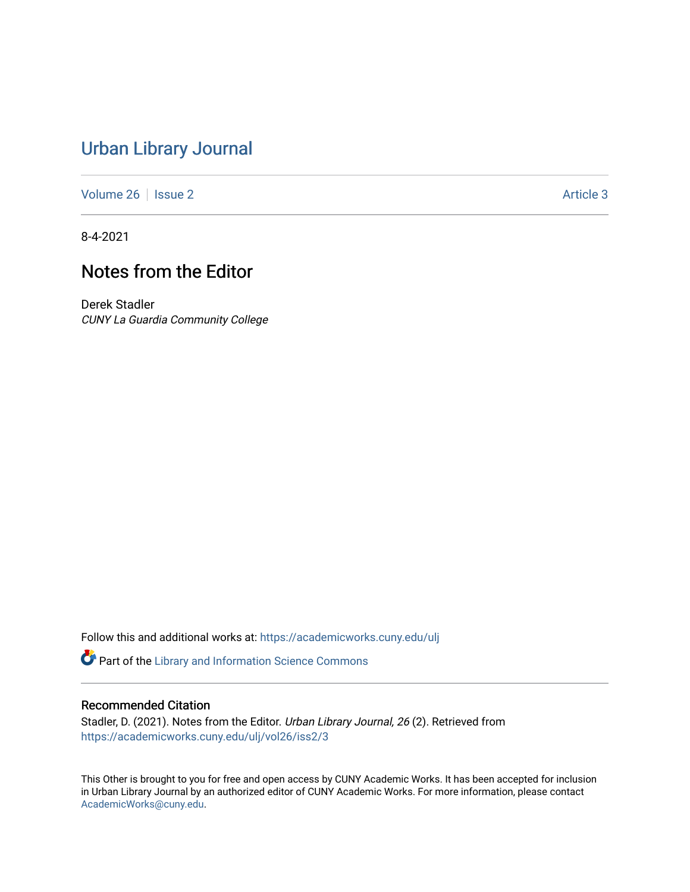# Urban Library Journal

Volume 26 | Issue 2 | Article 3

8-4-2021

## Notes from the Editor

Derek Stadler
*CUNY La Guardia Community College*

Follow this and additional works at: https://academicworks.cuny.edu/ulj

Part of the Library and Information Science Commons

### Recommended Citation

Stadler, D. (2021). Notes from the Editor. *Urban Library Journal, 26* (2). Retrieved from https://academicworks.cuny.edu/ulj/vol26/iss2/3

This Other is brought to you for free and open access by CUNY Academic Works. It has been accepted for inclusion in Urban Library Journal by an authorized editor of CUNY Academic Works. For more information, please contact AcademicWorks@cuny.edu.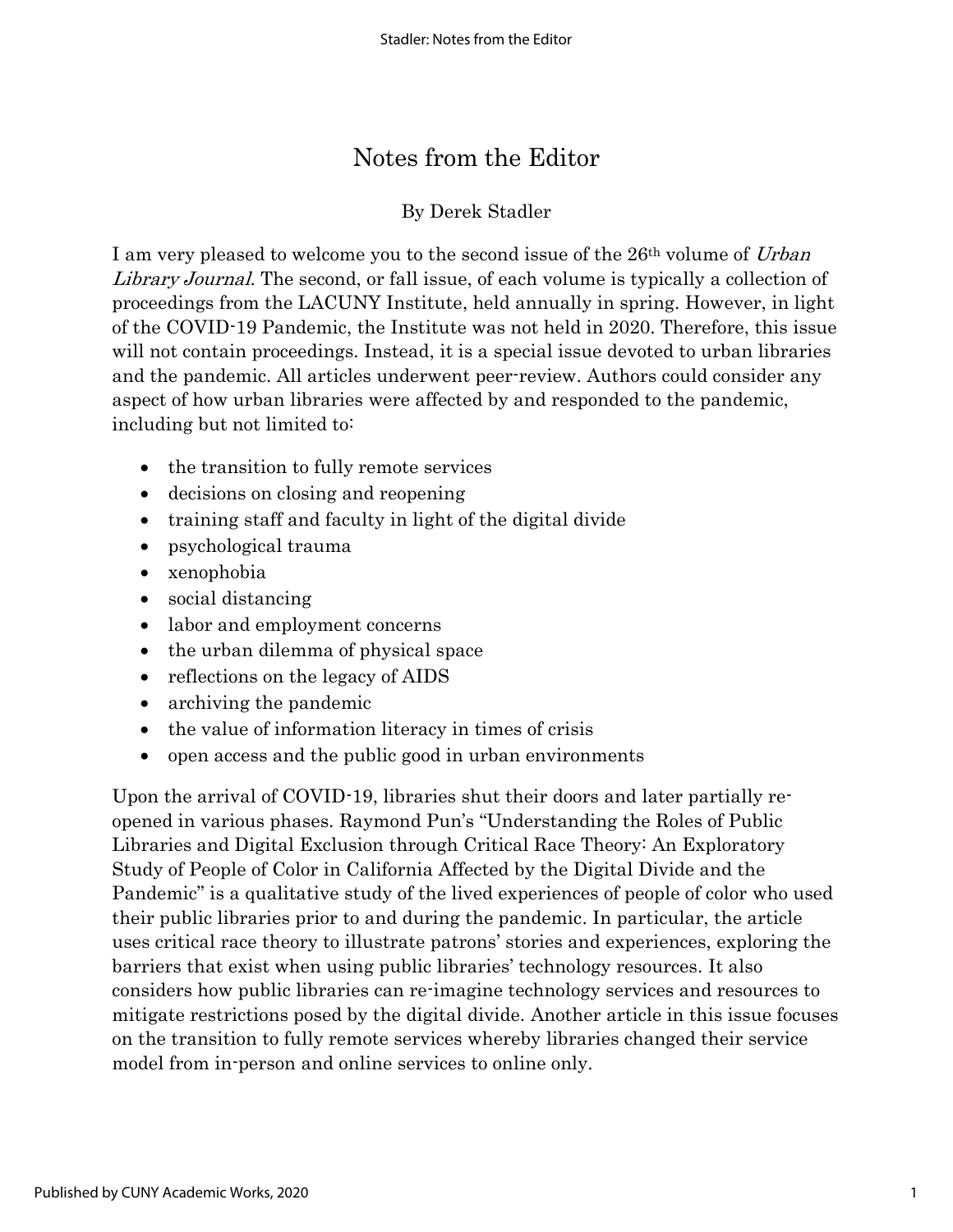# Notes from the Editor

By Derek Stadler

I am very pleased to welcome you to the second issue of the 26th volume of *Urban Library Journal*. The second, or fall issue, of each volume is typically a collection of proceedings from the LACUNY Institute, held annually in spring. However, in light of the COVID-19 Pandemic, the Institute was not held in 2020. Therefore, this issue will not contain proceedings. Instead, it is a special issue devoted to urban libraries and the pandemic. All articles underwent peer-review. Authors could consider any aspect of how urban libraries were affected by and responded to the pandemic, including but not limited to:

- the transition to fully remote services
- decisions on closing and reopening
- training staff and faculty in light of the digital divide
- psychological trauma
- xenophobia
- social distancing
- labor and employment concerns
- the urban dilemma of physical space
- reflections on the legacy of AIDS
- archiving the pandemic
- the value of information literacy in times of crisis
- open access and the public good in urban environments

Upon the arrival of COVID-19, libraries shut their doors and later partially re-opened in various phases. Raymond Pun's "Understanding the Roles of Public Libraries and Digital Exclusion through Critical Race Theory: An Exploratory Study of People of Color in California Affected by the Digital Divide and the Pandemic" is a qualitative study of the lived experiences of people of color who used their public libraries prior to and during the pandemic. In particular, the article uses critical race theory to illustrate patrons' stories and experiences, exploring the barriers that exist when using public libraries' technology resources. It also considers how public libraries can re-imagine technology services and resources to mitigate restrictions posed by the digital divide. Another article in this issue focuses on the transition to fully remote services whereby libraries changed their service model from in-person and online services to online only.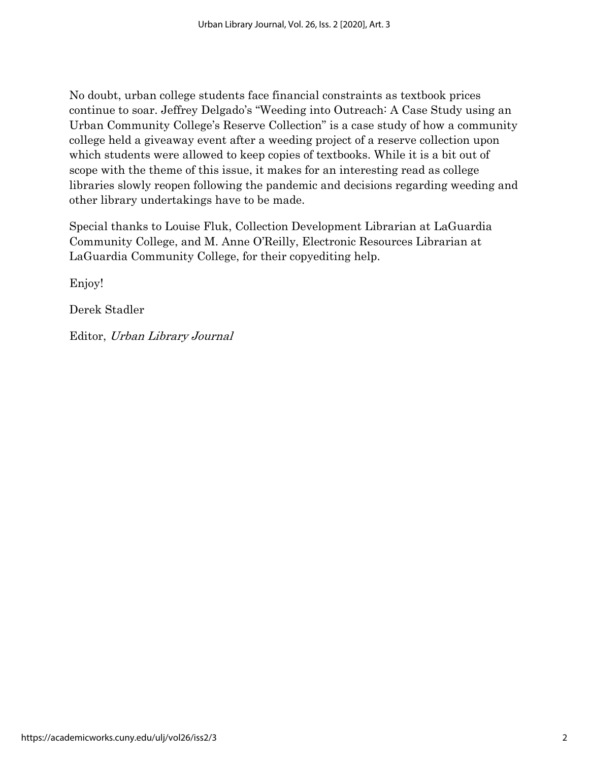No doubt, urban college students face financial constraints as textbook prices continue to soar. Jeffrey Delgado's "Weeding into Outreach: A Case Study using an Urban Community College's Reserve Collection" is a case study of how a community college held a giveaway event after a weeding project of a reserve collection upon which students were allowed to keep copies of textbooks. While it is a bit out of scope with the theme of this issue, it makes for an interesting read as college libraries slowly reopen following the pandemic and decisions regarding weeding and other library undertakings have to be made.

Special thanks to Louise Fluk, Collection Development Librarian at LaGuardia Community College, and M. Anne O'Reilly, Electronic Resources Librarian at LaGuardia Community College, for their copyediting help.

Enjoy!

Derek Stadler

Editor, *Urban Library Journal*